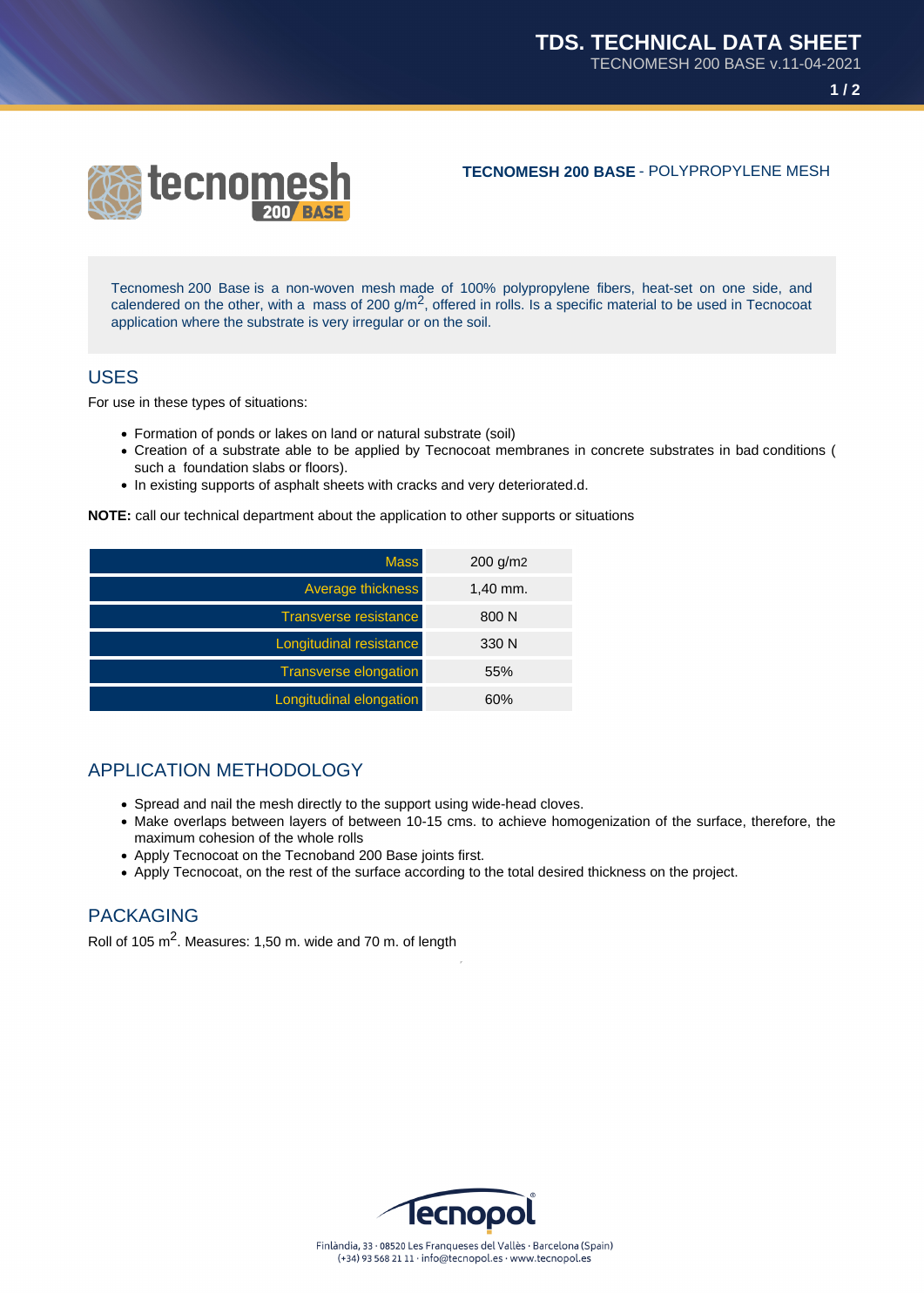# TDS. TECHNICAL DATA SHEET

TECNOMESH 200 BASE v.11-04-2021

**TECNOMESH 200 BASE** - POLYPROPYLENE MESH

Tecnomesh 200 Base is a non-woven mesh made of 100% polypropylene fibers, heat-set on one side, and calendered on the other, with a mass of 200 g/m$^2$, offered in rolls. Is a specific material to be used in Tecnocoat application where the substrate is very irregular or on the soil.

## USES

For use in these types of situations:

- Formation of ponds or lakes on land or natural substrate (soil)
- Creation of a substrate able to be applied by Tecnocoat membranes in concrete substrates in bad conditions ( such a foundation slabs or floors).
- In existing supports of asphalt sheets with cracks and very deteriorated.d.

**NOTE:** call our technical department about the application to other supports or situations

| Property | Value |
|---|---|
| Mass | 200 g/m2 |
| Average thickness | 1,40 mm. |
| Transverse resistance | 800 N |
| Longitudinal resistance | 330 N |
| Transverse elongation | 55% |
| Longitudinal elongation | 60% |

## APPLICATION METHODOLOGY

- Spread and nail the mesh directly to the support using wide-head cloves.
- Make overlaps between layers of between 10-15 cms. to achieve homogenization of the surface, therefore, the maximum cohesion of the whole rolls
- Apply Tecnocoat on the Tecnoband 200 Base joints first.
- Apply Tecnocoat, on the rest of the surface according to the total desired thickness on the project.

## PACKAGING

Roll of 105 m$^2$. Measures: 1,50 m. wide and 70 m. of length

Finlàndia, 33 · 08520 Les Franqueses del Vallès · Barcelona (Spain)
(+34) 93 568 21 11 · info@tecnopol.es · www.tecnopol.es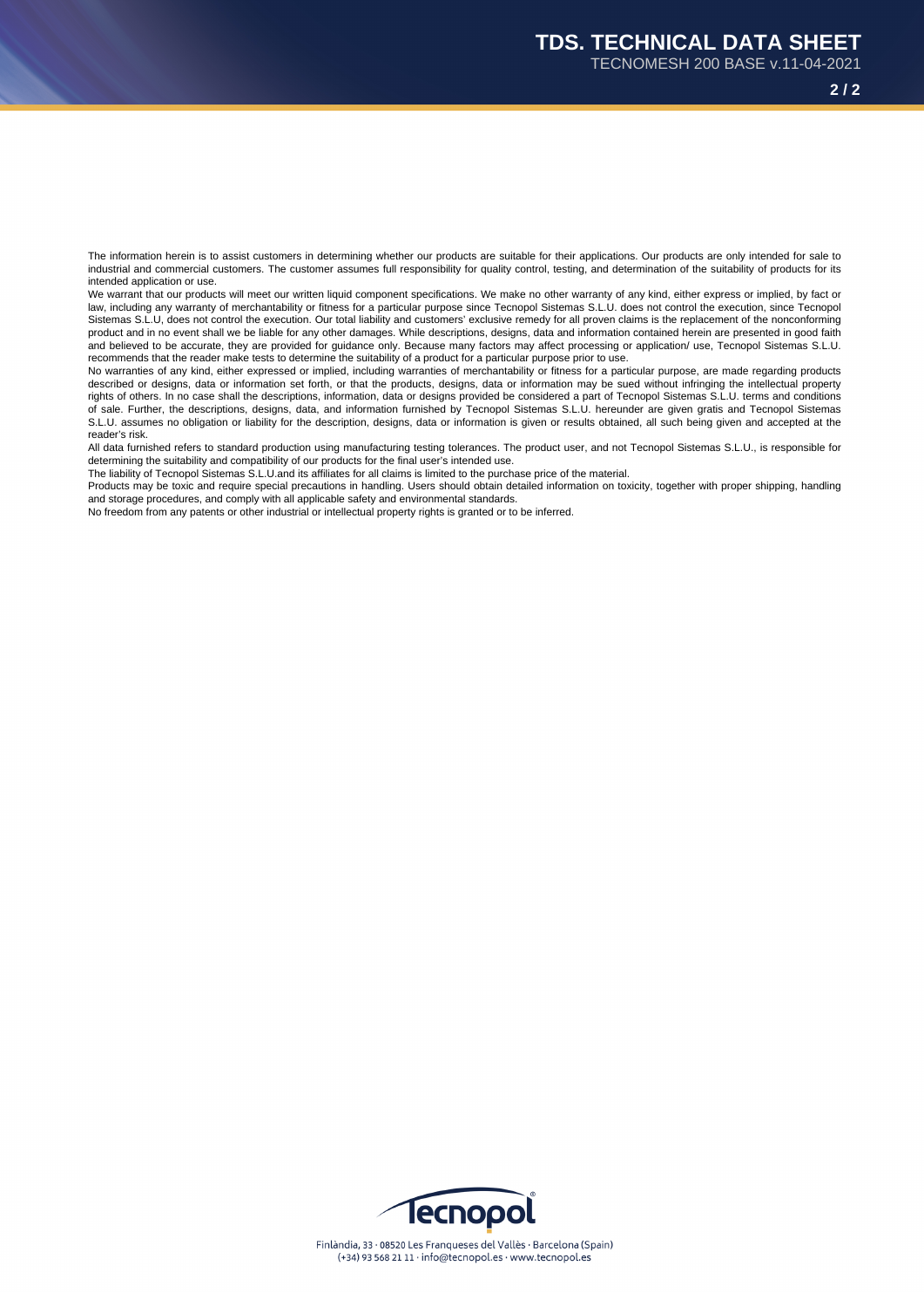The information herein is to assist customers in determining whether our products are suitable for their applications. Our products are only intended for sale to industrial and commercial customers. The customer assumes full responsibility for quality control, testing, and determination of the suitability of products for its intended application or use.

We warrant that our products will meet our written liquid component specifications. We make no other warranty of any kind, either express or implied, by fact or law, including any warranty of merchantability or fitness for a particular purpose since Tecnopol Sistemas S.L.U. does not control the execution, since Tecnopol Sistemas S.L.U, does not control the execution. Our total liability and customers' exclusive remedy for all proven claims is the replacement of the nonconforming product and in no event shall we be liable for any other damages. While descriptions, designs, data and information contained herein are presented in good faith and believed to be accurate, they are provided for guidance only. Because many factors may affect processing or application/ use, Tecnopol Sistemas S.L.U. recommends that the reader make tests to determine the suitability of a product for a particular purpose prior to use.

No warranties of any kind, either expressed or implied, including warranties of merchantability or fitness for a particular purpose, are made regarding products described or designs, data or information set forth, or that the products, designs, data or information may be sued without infringing the intellectual property rights of others. In no case shall the descriptions, information, data or designs provided be considered a part of Tecnopol Sistemas S.L.U. terms and conditions of sale. Further, the descriptions, designs, data, and information furnished by Tecnopol Sistemas S.L.U. hereunder are given gratis and Tecnopol Sistemas S.L.U. assumes no obligation or liability for the description, designs, data or information is given or results obtained, all such being given and accepted at the reader's risk.

All data furnished refers to standard production using manufacturing testing tolerances. The product user, and not Tecnopol Sistemas S.L.U., is responsible for determining the suitability and compatibility of our products for the final user's intended use.

The liability of Tecnopol Sistemas S.L.U.and its affiliates for all claims is limited to the purchase price of the material.

Products may be toxic and require special precautions in handling. Users should obtain detailed information on toxicity, together with proper shipping, handling and storage procedures, and comply with all applicable safety and environmental standards.

No freedom from any patents or other industrial or intellectual property rights is granted or to be inferred.

Tecnopol

Finlàndia, 33 · 08520 Les Franqueses del Vallès · Barcelona (Spain)
(+34) 93 568 21 11 · info@tecnopol.es · www.tecnopol.es